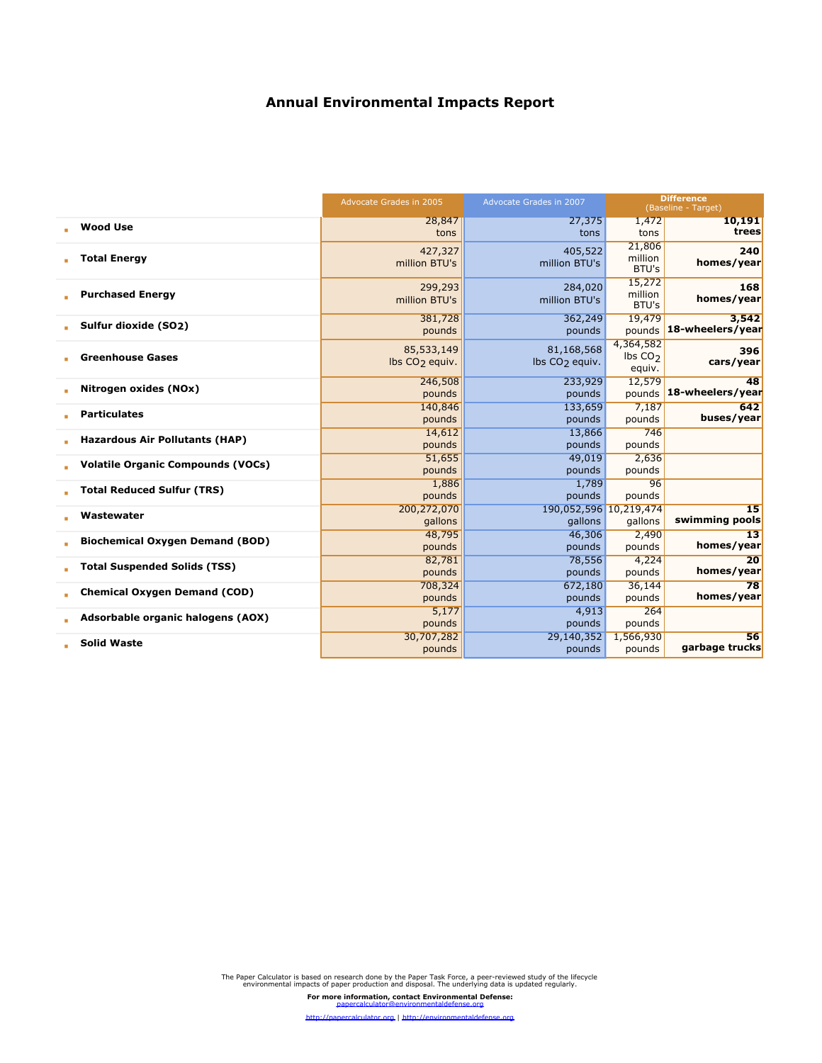# Annual Environmental Impacts Report

| | Advocate Grades in 2005 | Advocate Grades in 2007 | Difference (Baseline - Target) | |
|---|---|---|---|---|
| Wood Use | 28,847 tons | 27,375 tons | 1,472 tons | **10,191 trees** |
| Total Energy | 427,327 million BTU's | 405,522 million BTU's | 21,806 million BTU's | **240 homes/year** |
| Purchased Energy | 299,293 million BTU's | 284,020 million BTU's | 15,272 million BTU's | **168 homes/year** |
| Sulfur dioxide (SO2) | 381,728 pounds | 362,249 pounds | 19,479 pounds | **3,542 18-wheelers/year** |
| Greenhouse Gases | 85,533,149 lbs $CO_2$ equiv. | 81,168,568 lbs $CO_2$ equiv. | 4,364,582 lbs $CO_2$ equiv. | **396 cars/year** |
| Nitrogen oxides (NOx) | 246,508 pounds | 233,929 pounds | 12,579 pounds | **48 18-wheelers/year** |
| Particulates | 140,846 pounds | 133,659 pounds | 7,187 pounds | **642 buses/year** |
| Hazardous Air Pollutants (HAP) | 14,612 pounds | 13,866 pounds | 746 pounds | |
| Volatile Organic Compounds (VOCs) | 51,655 pounds | 49,019 pounds | 2,636 pounds | |
| Total Reduced Sulfur (TRS) | 1,886 pounds | 1,789 pounds | 96 pounds | |
| Wastewater | 200,272,070 gallons | 190,052,596 gallons | 10,219,474 gallons | **15 swimming pools** |
| Biochemical Oxygen Demand (BOD) | 48,795 pounds | 46,306 pounds | 2,490 pounds | **13 homes/year** |
| Total Suspended Solids (TSS) | 82,781 pounds | 78,556 pounds | 4,224 pounds | **20 homes/year** |
| Chemical Oxygen Demand (COD) | 708,324 pounds | 672,180 pounds | 36,144 pounds | **78 homes/year** |
| Adsorbable organic halogens (AOX) | 5,177 pounds | 4,913 pounds | 264 pounds | |
| Solid Waste | 30,707,282 pounds | 29,140,352 pounds | 1,566,930 pounds | **56 garbage trucks** |

The Paper Calculator is based on research done by the Paper Task Force, a peer-reviewed study of the lifecycle environmental impacts of paper production and disposal. The underlying data is updated regularly.

**For more information, contact Environmental Defense:**
papercalculator@environmentaldefense.org

http://papercalculator.org | http://environmentaldefense.org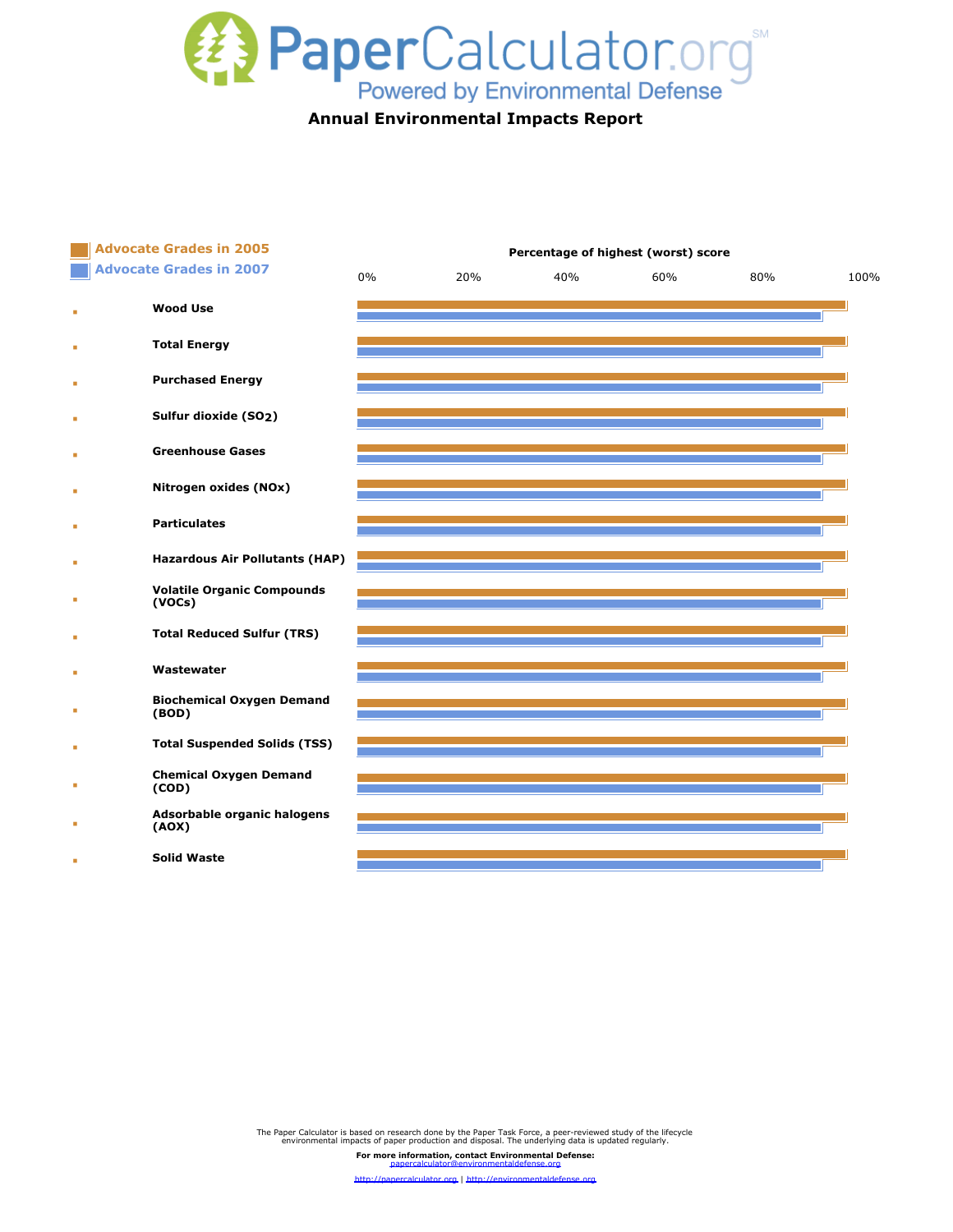# PaperCalculator.org

Powered by Environmental Defense

## Annual Environmental Impacts Report

**Advocate Grades in 2005**
**Advocate Grades in 2007**

**Percentage of highest (worst) score**

0% 20% 40% 60% 80% 100%

- **Wood Use**
- **Total Energy**
- **Purchased Energy**
- **Sulfur dioxide ($SO_2$)**
- **Greenhouse Gases**
- **Nitrogen oxides (NOx)**
- **Particulates**
- **Hazardous Air Pollutants (HAP)**
- **Volatile Organic Compounds (VOCs)**
- **Total Reduced Sulfur (TRS)**
- **Wastewater**
- **Biochemical Oxygen Demand (BOD)**
- **Total Suspended Solids (TSS)**
- **Chemical Oxygen Demand (COD)**
- **Adsorbable organic halogens (AOX)**
- **Solid Waste**

The Paper Calculator is based on research done by the Paper Task Force, a peer-reviewed study of the lifecycle environmental impacts of paper production and disposal. The underlying data is updated regularly.

**For more information, contact Environmental Defense:**
papercalculator@environmentaldefense.org

http://papercalculator.org | http://environmentaldefense.org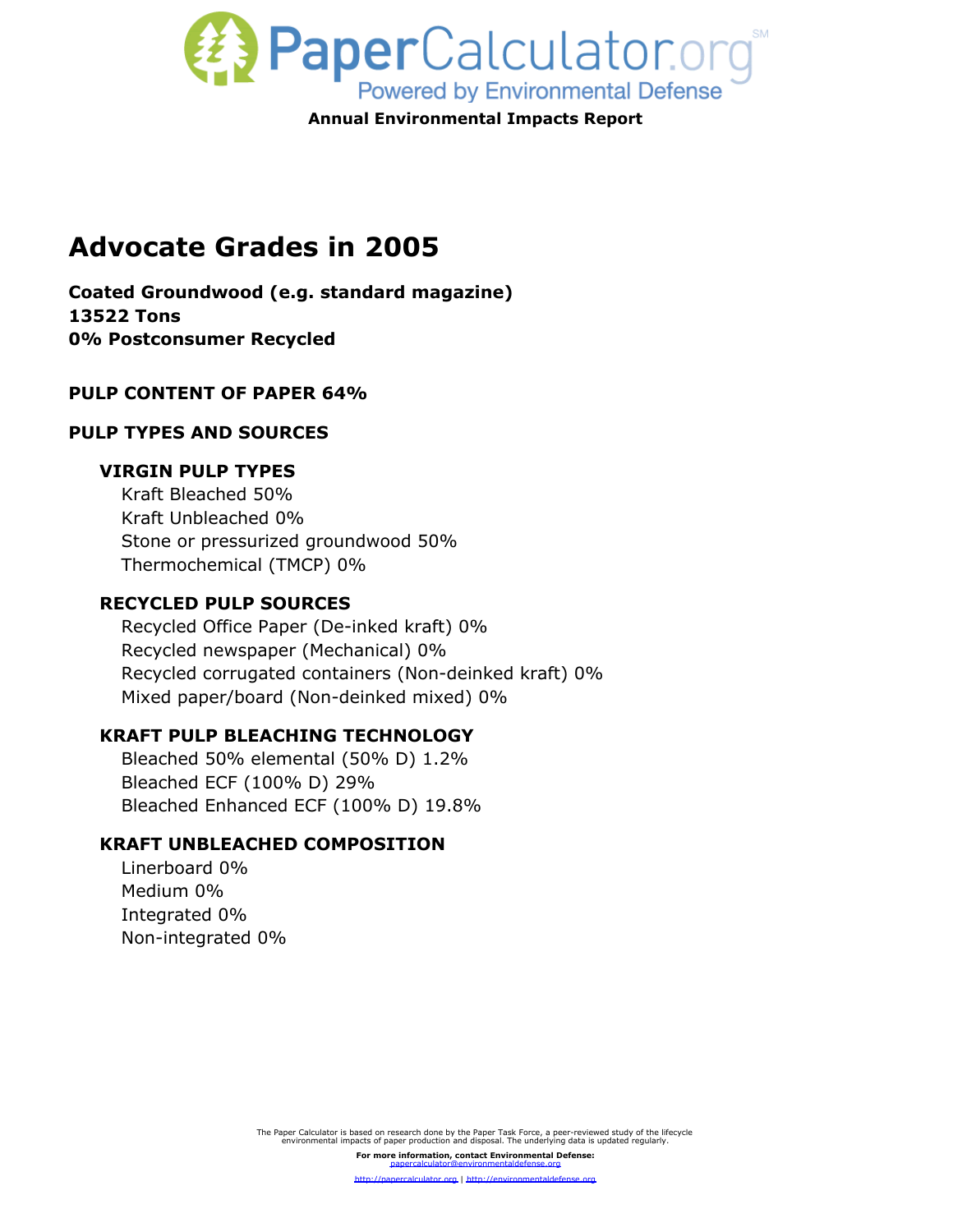# PaperCalculator.org

Powered by Environmental Defense

**Annual Environmental Impacts Report**

# Advocate Grades in 2005

**Coated Groundwood (e.g. standard magazine)**
**13522 Tons**
**0% Postconsumer Recycled**

### PULP CONTENT OF PAPER 64%

### PULP TYPES AND SOURCES

#### VIRGIN PULP TYPES

Kraft Bleached 50%
Kraft Unbleached 0%
Stone or pressurized groundwood 50%
Thermochemical (TMCP) 0%

#### RECYCLED PULP SOURCES

Recycled Office Paper (De-inked kraft) 0%
Recycled newspaper (Mechanical) 0%
Recycled corrugated containers (Non-deinked kraft) 0%
Mixed paper/board (Non-deinked mixed) 0%

#### KRAFT PULP BLEACHING TECHNOLOGY

Bleached 50% elemental (50% D) 1.2%
Bleached ECF (100% D) 29%
Bleached Enhanced ECF (100% D) 19.8%

#### KRAFT UNBLEACHED COMPOSITION

Linerboard 0%
Medium 0%
Integrated 0%
Non-integrated 0%

The Paper Calculator is based on research done by the Paper Task Force, a peer-reviewed study of the lifecycle environmental impacts of paper production and disposal. The underlying data is updated regularly.

**For more information, contact Environmental Defense:**
papercalculator@environmentaldefense.org

http://papercalculator.org | http://environmentaldefense.org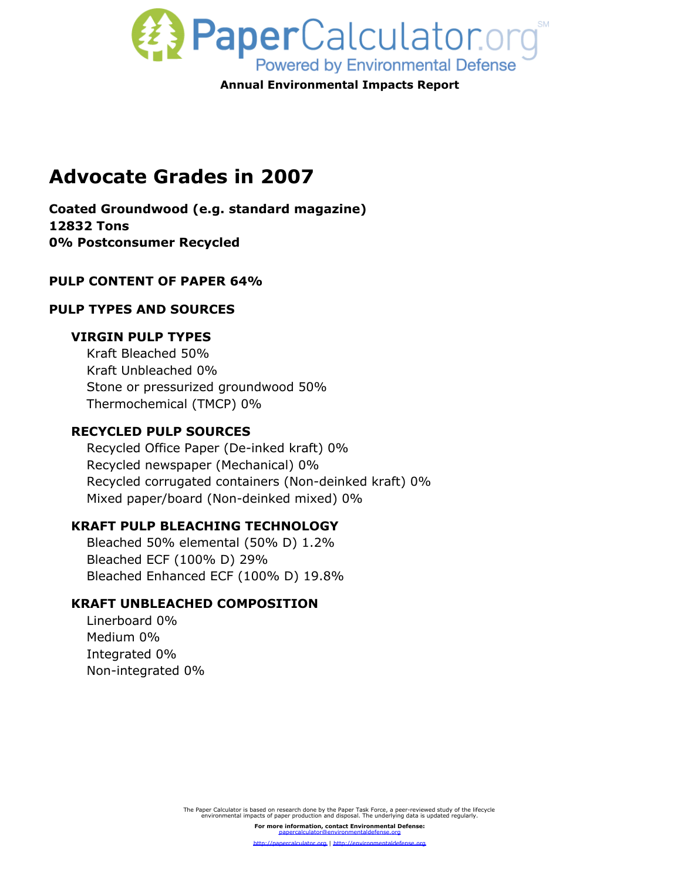PaperCalculator.org[SM]

Powered by Environmental Defense

**Annual Environmental Impacts Report**

# Advocate Grades in 2007

**Coated Groundwood (e.g. standard magazine)**
**12832 Tons**
**0% Postconsumer Recycled**

**PULP CONTENT OF PAPER 64%**

**PULP TYPES AND SOURCES**

**VIRGIN PULP TYPES**

Kraft Bleached 50%
Kraft Unbleached 0%
Stone or pressurized groundwood 50%
Thermochemical (TMCP) 0%

**RECYCLED PULP SOURCES**

Recycled Office Paper (De-inked kraft) 0%
Recycled newspaper (Mechanical) 0%
Recycled corrugated containers (Non-deinked kraft) 0%
Mixed paper/board (Non-deinked mixed) 0%

**KRAFT PULP BLEACHING TECHNOLOGY**

Bleached 50% elemental (50% D) 1.2%
Bleached ECF (100% D) 29%
Bleached Enhanced ECF (100% D) 19.8%

**KRAFT UNBLEACHED COMPOSITION**

Linerboard 0%
Medium 0%
Integrated 0%
Non-integrated 0%

The Paper Calculator is based on research done by the Paper Task Force, a peer-reviewed study of the lifecycle environmental impacts of paper production and disposal. The underlying data is updated regularly.

**For more information, contact Environmental Defense:**
papercalculator@environmentaldefense.org

http://papercalculator.org | http://environmentaldefense.org